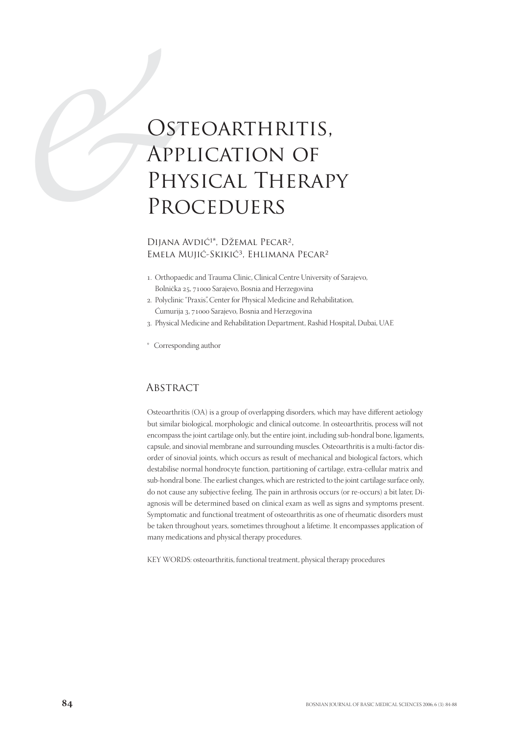# Osteoarthritis, Application of Physical Therapy Proceduers

Dijana Avdić[1*], Džemal Pecar[2], Emela Mujić-Skikić[3], Ehlimana Pecar[2]

1. Orthopaedic and Trauma Clinic, Clinical Centre University of Sarajevo, Bolnička 25, 71000 Sarajevo, Bosnia and Herzegovina
2. Polyclinic "Praxis", Center for Physical Medicine and Rehabilitation, Ćumurija 3, 71000 Sarajevo, Bosnia and Herzegovina
3. Physical Medicine and Rehabilitation Department, Rashid Hospital, Dubai, UAE

\* Corresponding author

## Abstract

Osteoarthritis (OA) is a group of overlapping disorders, which may have different aetiology but similar biological, morphologic and clinical outcome. In osteoarthritis, process will not encompass the joint cartilage only, but the entire joint, including sub-hondral bone, ligaments, capsule, and sinovial membrane and surrounding muscles. Osteoarthritis is a multi-factor disorder of sinovial joints, which occurs as result of mechanical and biological factors, which destabilise normal hondrocyte function, partitioning of cartilage, extra-cellular matrix and sub-hondral bone. The earliest changes, which are restricted to the joint cartilage surface only, do not cause any subjective feeling. The pain in arthrosis occurs (or re-occurs) a bit later, Diagnosis will be determined based on clinical exam as well as signs and symptoms present. Symptomatic and functional treatment of osteoarthritis as one of rheumatic disorders must be taken throughout years, sometimes throughout a lifetime. It encompasses application of many medications and physical therapy procedures.

KEY WORDS: osteoarthritis, functional treatment, physical therapy procedures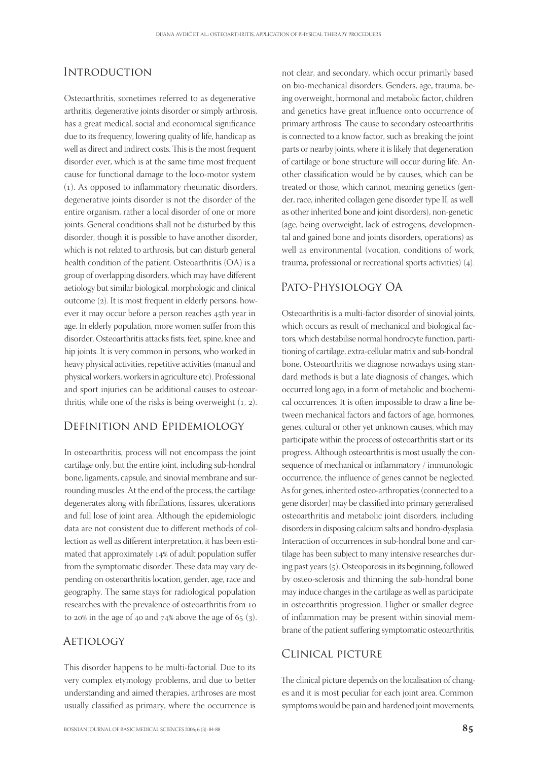## Introduction

Osteoarthritis, sometimes referred to as degenerative arthritis, degenerative joints disorder or simply arthrosis, has a great medical, social and economical significance due to its frequency, lowering quality of life, handicap as well as direct and indirect costs. This is the most frequent disorder ever, which is at the same time most frequent cause for functional damage to the loco-motor system (1). As opposed to inflammatory rheumatic disorders, degenerative joints disorder is not the disorder of the entire organism, rather a local disorder of one or more joints. General conditions shall not be disturbed by this disorder, though it is possible to have another disorder, which is not related to arthrosis, but can disturb general health condition of the patient. Osteoarthritis (OA) is a group of overlapping disorders, which may have different aetiology but similar biological, morphologic and clinical outcome (2). It is most frequent in elderly persons, however it may occur before a person reaches 45th year in age. In elderly population, more women suffer from this disorder. Osteoarthritis attacks fists, feet, spine, knee and hip joints. It is very common in persons, who worked in heavy physical activities, repetitive activities (manual and physical workers, workers in agriculture etc). Professional and sport injuries can be additional causes to osteoarthritis, while one of the risks is being overweight (1, 2).

## Definition and Epidemiology

In osteoarthritis, process will not encompass the joint cartilage only, but the entire joint, including sub-hondral bone, ligaments, capsule, and sinovial membrane and surrounding muscles. At the end of the process, the cartilage degenerates along with fibrillations, fissures, ulcerations and full lose of joint area. Although the epidemiologic data are not consistent due to different methods of collection as well as different interpretation, it has been estimated that approximately 14% of adult population suffer from the symptomatic disorder. These data may vary depending on osteoarthritis location, gender, age, race and geography. The same stays for radiological population researches with the prevalence of osteoarthritis from 10 to 20% in the age of 40 and 74% above the age of 65 (3).

## Aetiology

This disorder happens to be multi-factorial. Due to its very complex etymology problems, and due to better understanding and aimed therapies, arthroses are most usually classified as primary, where the occurrence is not clear, and secondary, which occur primarily based on bio-mechanical disorders. Genders, age, trauma, being overweight, hormonal and metabolic factor, children and genetics have great influence onto occurrence of primary arthrosis. The cause to secondary osteoarthritis is connected to a know factor, such as breaking the joint parts or nearby joints, where it is likely that degeneration of cartilage or bone structure will occur during life. Another classification would be by causes, which can be treated or those, which cannot, meaning genetics (gender, race, inherited collagen gene disorder type II, as well as other inherited bone and joint disorders), non-genetic (age, being overweight, lack of estrogens, developmental and gained bone and joints disorders, operations) as well as environmental (vocation, conditions of work, trauma, professional or recreational sports activities) (4).

## Pato-Physiology OA

Osteoarthritis is a multi-factor disorder of sinovial joints, which occurs as result of mechanical and biological factors, which destabilise normal hondrocyte function, partitioning of cartilage, extra-cellular matrix and sub-hondral bone. Osteoarthritis we diagnose nowadays using standard methods is but a late diagnosis of changes, which occurred long ago, in a form of metabolic and biochemical occurrences. It is often impossible to draw a line between mechanical factors and factors of age, hormones, genes, cultural or other yet unknown causes, which may participate within the process of osteoarthritis start or its progress. Although osteoarthritis is most usually the consequence of mechanical or inflammatory / immunologic occurrence, the influence of genes cannot be neglected. As for genes, inherited osteo-arthropaties (connected to a gene disorder) may be classified into primary generalised osteoarthritis and metabolic joint disorders, including disorders in disposing calcium salts and hondro-dysplasia. Interaction of occurrences in sub-hondral bone and cartilage has been subject to many intensive researches during past years (5). Osteoporosis in its beginning, followed by osteo-sclerosis and thinning the sub-hondral bone may induce changes in the cartilage as well as participate in osteoarthritis progression. Higher or smaller degree of inflammation may be present within sinovial membrane of the patient suffering symptomatic osteoarthritis.

## Clinical picture

The clinical picture depends on the localisation of changes and it is most peculiar for each joint area. Common symptoms would be pain and hardened joint movements,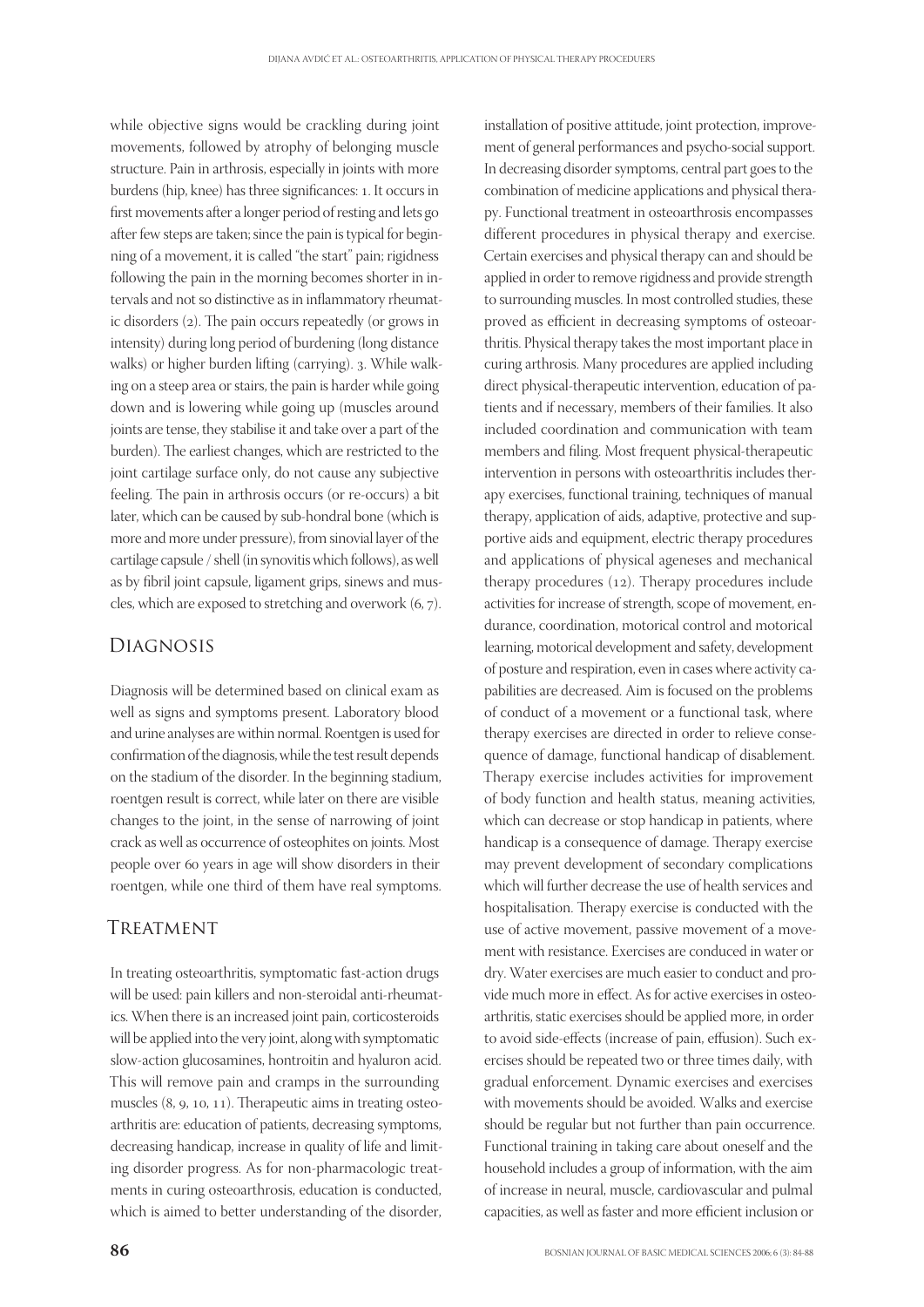while objective signs would be crackling during joint movements, followed by atrophy of belonging muscle structure. Pain in arthrosis, especially in joints with more burdens (hip, knee) has three significances: 1. It occurs in first movements after a longer period of resting and lets go after few steps are taken; since the pain is typical for beginning of a movement, it is called "the start" pain; rigidness following the pain in the morning becomes shorter in intervals and not so distinctive as in inflammatory rheumatic disorders (2). The pain occurs repeatedly (or grows in intensity) during long period of burdening (long distance walks) or higher burden lifting (carrying). 3. While walking on a steep area or stairs, the pain is harder while going down and is lowering while going up (muscles around joints are tense, they stabilise it and take over a part of the burden). The earliest changes, which are restricted to the joint cartilage surface only, do not cause any subjective feeling. The pain in arthrosis occurs (or re-occurs) a bit later, which can be caused by sub-hondral bone (which is more and more under pressure), from sinovial layer of the cartilage capsule / shell (in synovitis which follows), as well as by fibril joint capsule, ligament grips, sinews and muscles, which are exposed to stretching and overwork (6, 7).

## Diagnosis

Diagnosis will be determined based on clinical exam as well as signs and symptoms present. Laboratory blood and urine analyses are within normal. Roentgen is used for confirmation of the diagnosis, while the test result depends on the stadium of the disorder. In the beginning stadium, roentgen result is correct, while later on there are visible changes to the joint, in the sense of narrowing of joint crack as well as occurrence of osteophites on joints. Most people over 60 years in age will show disorders in their roentgen, while one third of them have real symptoms.

## Treatment

In treating osteoarthritis, symptomatic fast-action drugs will be used: pain killers and non-steroidal anti-rheumatics. When there is an increased joint pain, corticosteroids will be applied into the very joint, along with symptomatic slow-action glucosamines, hontroitin and hyaluron acid. This will remove pain and cramps in the surrounding muscles (8, 9, 10, 11). Therapeutic aims in treating osteoarthritis are: education of patients, decreasing symptoms, decreasing handicap, increase in quality of life and limiting disorder progress. As for non-pharmacologic treatments in curing osteoarthrosis, education is conducted, which is aimed to better understanding of the disorder, installation of positive attitude, joint protection, improvement of general performances and psycho-social support. In decreasing disorder symptoms, central part goes to the combination of medicine applications and physical therapy. Functional treatment in osteoarthrosis encompasses different procedures in physical therapy and exercise. Certain exercises and physical therapy can and should be applied in order to remove rigidness and provide strength to surrounding muscles. In most controlled studies, these proved as efficient in decreasing symptoms of osteoarthritis. Physical therapy takes the most important place in curing arthrosis. Many procedures are applied including direct physical-therapeutic intervention, education of patients and if necessary, members of their families. It also included coordination and communication with team members and filing. Most frequent physical-therapeutic intervention in persons with osteoarthritis includes therapy exercises, functional training, techniques of manual therapy, application of aids, adaptive, protective and supportive aids and equipment, electric therapy procedures and applications of physical ageneses and mechanical therapy procedures (12). Therapy procedures include activities for increase of strength, scope of movement, endurance, coordination, motorical control and motorical learning, motorical development and safety, development of posture and respiration, even in cases where activity capabilities are decreased. Aim is focused on the problems of conduct of a movement or a functional task, where therapy exercises are directed in order to relieve consequence of damage, functional handicap of disablement. Therapy exercise includes activities for improvement of body function and health status, meaning activities, which can decrease or stop handicap in patients, where handicap is a consequence of damage. Therapy exercise may prevent development of secondary complications which will further decrease the use of health services and hospitalisation. Therapy exercise is conducted with the use of active movement, passive movement of a movement with resistance. Exercises are conduced in water or dry. Water exercises are much easier to conduct and provide much more in effect. As for active exercises in osteoarthritis, static exercises should be applied more, in order to avoid side-effects (increase of pain, effusion). Such exercises should be repeated two or three times daily, with gradual enforcement. Dynamic exercises and exercises with movements should be avoided. Walks and exercise should be regular but not further than pain occurrence. Functional training in taking care about oneself and the household includes a group of information, with the aim of increase in neural, muscle, cardiovascular and pulmal capacities, as well as faster and more efficient inclusion or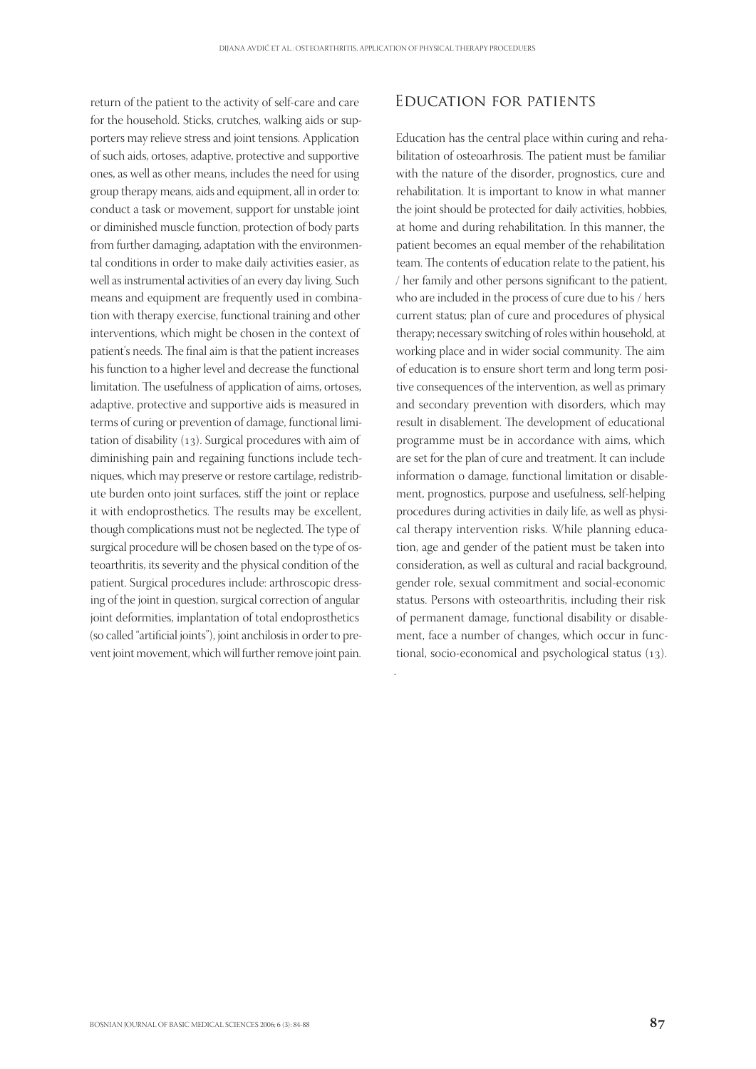return of the patient to the activity of self-care and care for the household. Sticks, crutches, walking aids or supporters may relieve stress and joint tensions. Application of such aids, ortoses, adaptive, protective and supportive ones, as well as other means, includes the need for using group therapy means, aids and equipment, all in order to: conduct a task or movement, support for unstable joint or diminished muscle function, protection of body parts from further damaging, adaptation with the environmental conditions in order to make daily activities easier, as well as instrumental activities of an every day living. Such means and equipment are frequently used in combination with therapy exercise, functional training and other interventions, which might be chosen in the context of patient's needs. The final aim is that the patient increases his function to a higher level and decrease the functional limitation. The usefulness of application of aims, ortoses, adaptive, protective and supportive aids is measured in terms of curing or prevention of damage, functional limitation of disability (13). Surgical procedures with aim of diminishing pain and regaining functions include techniques, which may preserve or restore cartilage, redistribute burden onto joint surfaces, stiff the joint or replace it with endoprosthetics. The results may be excellent, though complications must not be neglected. The type of surgical procedure will be chosen based on the type of osteoarthritis, its severity and the physical condition of the patient. Surgical procedures include: arthroscopic dressing of the joint in question, surgical correction of angular joint deformities, implantation of total endoprosthetics (so called "artificial joints"), joint anchilosis in order to prevent joint movement, which will further remove joint pain.

## Education for patients

Education has the central place within curing and rehabilitation of osteoarhrosis. The patient must be familiar with the nature of the disorder, prognostics, cure and rehabilitation. It is important to know in what manner the joint should be protected for daily activities, hobbies, at home and during rehabilitation. In this manner, the patient becomes an equal member of the rehabilitation team. The contents of education relate to the patient, his / her family and other persons significant to the patient, who are included in the process of cure due to his / hers current status; plan of cure and procedures of physical therapy; necessary switching of roles within household, at working place and in wider social community. The aim of education is to ensure short term and long term positive consequences of the intervention, as well as primary and secondary prevention with disorders, which may result in disablement. The development of educational programme must be in accordance with aims, which are set for the plan of cure and treatment. It can include information o damage, functional limitation or disablement, prognostics, purpose and usefulness, self-helping procedures during activities in daily life, as well as physical therapy intervention risks. While planning education, age and gender of the patient must be taken into consideration, as well as cultural and racial background, gender role, sexual commitment and social-economic status. Persons with osteoarthritis, including their risk of permanent damage, functional disability or disablement, face a number of changes, which occur in functional, socio-economical and psychological status (13).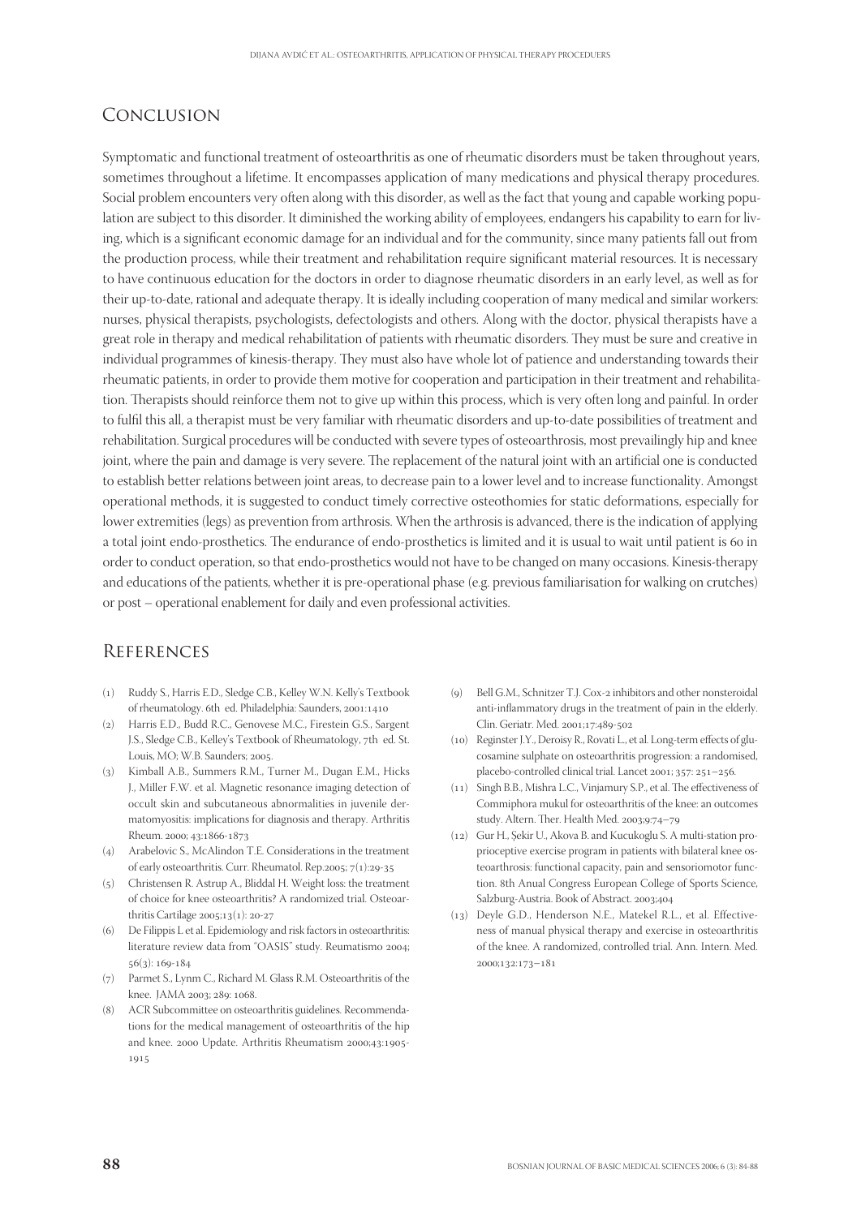## Conclusion

Symptomatic and functional treatment of osteoarthritis as one of rheumatic disorders must be taken throughout years, sometimes throughout a lifetime. It encompasses application of many medications and physical therapy procedures. Social problem encounters very often along with this disorder, as well as the fact that young and capable working population are subject to this disorder. It diminished the working ability of employees, endangers his capability to earn for living, which is a significant economic damage for an individual and for the community, since many patients fall out from the production process, while their treatment and rehabilitation require significant material resources. It is necessary to have continuous education for the doctors in order to diagnose rheumatic disorders in an early level, as well as for their up-to-date, rational and adequate therapy. It is ideally including cooperation of many medical and similar workers: nurses, physical therapists, psychologists, defectologists and others. Along with the doctor, physical therapists have a great role in therapy and medical rehabilitation of patients with rheumatic disorders. They must be sure and creative in individual programmes of kinesis-therapy. They must also have whole lot of patience and understanding towards their rheumatic patients, in order to provide them motive for cooperation and participation in their treatment and rehabilitation. Therapists should reinforce them not to give up within this process, which is very often long and painful. In order to fulfil this all, a therapist must be very familiar with rheumatic disorders and up-to-date possibilities of treatment and rehabilitation. Surgical procedures will be conducted with severe types of osteoarthrosis, most prevailingly hip and knee joint, where the pain and damage is very severe. The replacement of the natural joint with an artificial one is conducted to establish better relations between joint areas, to decrease pain to a lower level and to increase functionality. Amongst operational methods, it is suggested to conduct timely corrective osteothomies for static deformations, especially for lower extremities (legs) as prevention from arthrosis. When the arthrosis is advanced, there is the indication of applying a total joint endo-prosthetics. The endurance of endo-prosthetics is limited and it is usual to wait until patient is 60 in order to conduct operation, so that endo-prosthetics would not have to be changed on many occasions. Kinesis-therapy and educations of the patients, whether it is pre-operational phase (e.g. previous familiarisation for walking on crutches) or post – operational enablement for daily and even professional activities.

## References

(1) Ruddy S., Harris E.D., Sledge C.B., Kelley W.N. Kelly's Textbook of rheumatology. 6th ed. Philadelphia: Saunders, 2001:1410

(2) Harris E.D., Budd R.C., Genovese M.C., Firestein G.S., Sargent J.S., Sledge C.B., Kelley's Textbook of Rheumatology, 7th ed. St. Louis, MO; W.B. Saunders; 2005.

(3) Kimball A.B., Summers R.M., Turner M., Dugan E.M., Hicks J., Miller F.W. et al. Magnetic resonance imaging detection of occult skin and subcutaneous abnormalities in juvenile dermatomyositis: implications for diagnosis and therapy. Arthritis Rheum. 2000; 43:1866-1873

(4) Arabelovic S., McAlindon T.E. Considerations in the treatment of early osteoarthritis. Curr. Rheumatol. Rep.2005; 7(1):29-35

(5) Christensen R. Astrup A., Bliddal H. Weight loss: the treatment of choice for knee osteoarthritis? A randomized trial. Osteoarthritis Cartilage 2005;13(1): 20-27

(6) De Filippis L et al. Epidemiology and risk factors in osteoarthritis: literature review data from "OASIS" study. Reumatismo 2004; 56(3): 169-184

(7) Parmet S., Lynm C., Richard M. Glass R.M. Osteoarthritis of the knee. JAMA 2003; 289: 1068.

(8) ACR Subcommittee on osteoarthritis guidelines. Recommendations for the medical management of osteoarthritis of the hip and knee. 2000 Update. Arthritis Rheumatism 2000;43:1905-1915

(9) Bell G.M., Schnitzer T.J. Cox-2 inhibitors and other nonsteroidal anti-inflammatory drugs in the treatment of pain in the elderly. Clin. Geriatr. Med. 2001;17:489-502

(10) Reginster J.Y., Deroisy R., Rovati L., et al. Long-term effects of glucosamine sulphate on osteoarthritis progression: a randomised, placebo-controlled clinical trial. Lancet 2001; 357: 251–256.

(11) Singh B.B., Mishra L.C., Vinjamury S.P., et al. The effectiveness of Commiphora mukul for osteoarthritis of the knee: an outcomes study. Altern. Ther. Health Med. 2003;9:74–79

(12) Gur H., Şekir U., Akova B. and Kucukoglu S. A multi-station proprioceptive exercise program in patients with bilateral knee osteoarthrosis: functional capacity, pain and sensoriomotor function. 8th Anual Congress European College of Sports Science, Salzburg-Austria. Book of Abstract. 2003;404

(13) Deyle G.D., Henderson N.E., Matekel R.L., et al. Effectiveness of manual physical therapy and exercise in osteoarthritis of the knee. A randomized, controlled trial. Ann. Intern. Med. 2000;132:173–181